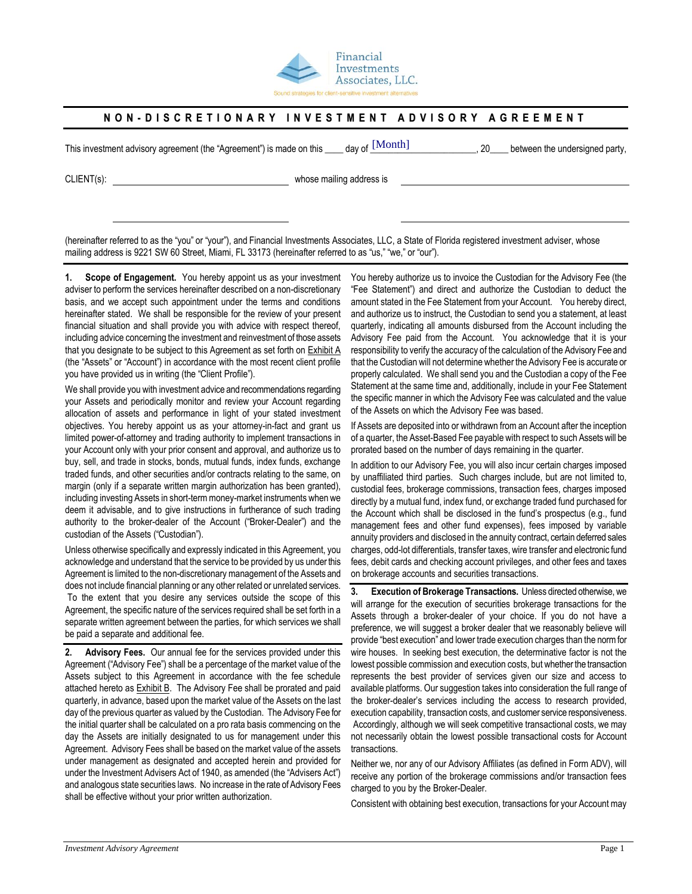Financial Investments Associates, LLC.

Sound strategies for client-sensitive investment alternatives

# NON-DISCRETIONARY INVESTMENT ADVISORY AGREEMENT

This investment advisory agreement (the "Agreement") is made on this ____ day of [Month]________________, 20____ between the undersigned party,

CLIENT(s): ________________________________ whose mailing address is ________________________________

________________________________ ________________________________

(hereinafter referred to as the "you" or "your"), and Financial Investments Associates, LLC, a State of Florida registered investment adviser, whose mailing address is 9221 SW 60 Street, Miami, FL 33173 (hereinafter referred to as "us," "we," or "our").

**1. Scope of Engagement.** You hereby appoint us as your investment adviser to perform the services hereinafter described on a non-discretionary basis, and we accept such appointment under the terms and conditions hereinafter stated. We shall be responsible for the review of your present financial situation and shall provide you with advice with respect thereof, including advice concerning the investment and reinvestment of those assets that you designate to be subject to this Agreement as set forth on Exhibit A (the "Assets" or "Account") in accordance with the most recent client profile you have provided us in writing (the "Client Profile").

We shall provide you with investment advice and recommendations regarding your Assets and periodically monitor and review your Account regarding allocation of assets and performance in light of your stated investment objectives. You hereby appoint us as your attorney-in-fact and grant us limited power-of-attorney and trading authority to implement transactions in your Account only with your prior consent and approval, and authorize us to buy, sell, and trade in stocks, bonds, mutual funds, index funds, exchange traded funds, and other securities and/or contracts relating to the same, on margin (only if a separate written margin authorization has been granted), including investing Assets in short-term money-market instruments when we deem it advisable, and to give instructions in furtherance of such trading authority to the broker-dealer of the Account ("Broker-Dealer") and the custodian of the Assets ("Custodian").

Unless otherwise specifically and expressly indicated in this Agreement, you acknowledge and understand that the service to be provided by us under this Agreement is limited to the non-discretionary management of the Assets and does not include financial planning or any other related or unrelated services. To the extent that you desire any services outside the scope of this Agreement, the specific nature of the services required shall be set forth in a separate written agreement between the parties, for which services we shall be paid a separate and additional fee.

**2. Advisory Fees.** Our annual fee for the services provided under this Agreement ("Advisory Fee") shall be a percentage of the market value of the Assets subject to this Agreement in accordance with the fee schedule attached hereto as Exhibit B. The Advisory Fee shall be prorated and paid quarterly, in advance, based upon the market value of the Assets on the last day of the previous quarter as valued by the Custodian. The Advisory Fee for the initial quarter shall be calculated on a pro rata basis commencing on the day the Assets are initially designated to us for management under this Agreement. Advisory Fees shall be based on the market value of the assets under management as designated and accepted herein and provided for under the Investment Advisers Act of 1940, as amended (the "Advisers Act") and analogous state securities laws. No increase in the rate of Advisory Fees shall be effective without your prior written authorization.

You hereby authorize us to invoice the Custodian for the Advisory Fee (the "Fee Statement") and direct and authorize the Custodian to deduct the amount stated in the Fee Statement from your Account. You hereby direct, and authorize us to instruct, the Custodian to send you a statement, at least quarterly, indicating all amounts disbursed from the Account including the Advisory Fee paid from the Account. You acknowledge that it is your responsibility to verify the accuracy of the calculation of the Advisory Fee and that the Custodian will not determine whether the Advisory Fee is accurate or properly calculated. We shall send you and the Custodian a copy of the Fee Statement at the same time and, additionally, include in your Fee Statement the specific manner in which the Advisory Fee was calculated and the value of the Assets on which the Advisory Fee was based.

If Assets are deposited into or withdrawn from an Account after the inception of a quarter, the Asset-Based Fee payable with respect to such Assets will be prorated based on the number of days remaining in the quarter.

In addition to our Advisory Fee, you will also incur certain charges imposed by unaffiliated third parties. Such charges include, but are not limited to, custodial fees, brokerage commissions, transaction fees, charges imposed directly by a mutual fund, index fund, or exchange traded fund purchased for the Account which shall be disclosed in the fund's prospectus (e.g., fund management fees and other fund expenses), fees imposed by variable annuity providers and disclosed in the annuity contract, certain deferred sales charges, odd-lot differentials, transfer taxes, wire transfer and electronic fund fees, debit cards and checking account privileges, and other fees and taxes on brokerage accounts and securities transactions.

**3. Execution of Brokerage Transactions.** Unless directed otherwise, we will arrange for the execution of securities brokerage transactions for the Assets through a broker-dealer of your choice. If you do not have a preference, we will suggest a broker dealer that we reasonably believe will provide "best execution" and lower trade execution charges than the norm for wire houses. In seeking best execution, the determinative factor is not the lowest possible commission and execution costs, but whether the transaction represents the best provider of services given our size and access to available platforms. Our suggestion takes into consideration the full range of the broker-dealer's services including the access to research provided, execution capability, transaction costs, and customer service responsiveness. Accordingly, although we will seek competitive transactional costs, we may not necessarily obtain the lowest possible transactional costs for Account transactions.

Neither we, nor any of our Advisory Affiliates (as defined in Form ADV), will receive any portion of the brokerage commissions and/or transaction fees charged to you by the Broker-Dealer.

Consistent with obtaining best execution, transactions for your Account may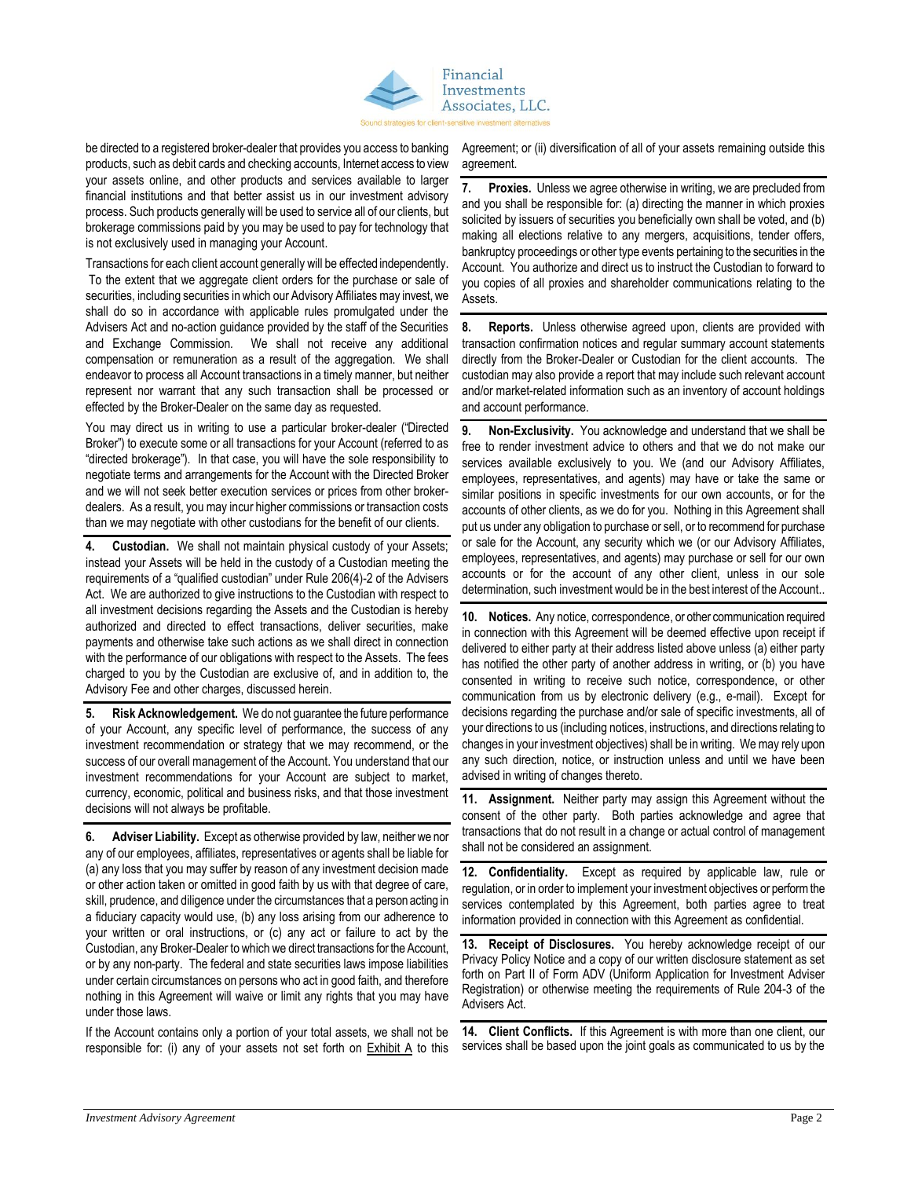be directed to a registered broker-dealer that provides you access to banking products, such as debit cards and checking accounts, Internet access to view your assets online, and other products and services available to larger financial institutions and that better assist us in our investment advisory process. Such products generally will be used to service all of our clients, but brokerage commissions paid by you may be used to pay for technology that is not exclusively used in managing your Account.

Transactions for each client account generally will be effected independently. To the extent that we aggregate client orders for the purchase or sale of securities, including securities in which our Advisory Affiliates may invest, we shall do so in accordance with applicable rules promulgated under the Advisers Act and no-action guidance provided by the staff of the Securities and Exchange Commission. We shall not receive any additional compensation or remuneration as a result of the aggregation. We shall endeavor to process all Account transactions in a timely manner, but neither represent nor warrant that any such transaction shall be processed or effected by the Broker-Dealer on the same day as requested.

You may direct us in writing to use a particular broker-dealer ("Directed Broker") to execute some or all transactions for your Account (such use is "directed brokerage"). In that case, you will have the sole responsibility to negotiate terms and arrangements for the Account with the Directed Broker and we will not seek better execution services or prices from other broker-dealers. As a result, you may incur higher commissions or transaction costs than we may negotiate with other custodians for the benefit of our clients.

**4. Custodian.** We shall not maintain physical custody of your Assets; instead your Assets will be held in the custody of a Custodian meeting the requirements of a "qualified custodian" under Rule 206(4)-2 of the Advisers Act. We are authorized to give instructions to the Custodian with respect to all investment decisions regarding the Assets and the Custodian is hereby authorized and directed to effect transactions, deliver securities, make payments and otherwise take such actions as we shall direct in connection with the performance of our obligations with respect to the Assets. The fees charged to you by the Custodian are exclusive of, and in addition to, the Advisory Fee and other charges, discussed herein.

**5. Risk Acknowledgement.** We do not guarantee the future performance of your Account, any specific level of performance, the success of any investment recommendation or strategy that we may recommend, or the success of our overall management of the Account. You understand that our investment recommendations for your Account are subject to market, currency, economic, political and business risks, and that those investment decisions will not always be profitable.

**6. Adviser Liability.** Except as otherwise provided by law, neither we nor any of our employees, affiliates, representatives or agents shall be liable for (a) any loss that you may suffer by reason of any investment decision made or other action taken or omitted in good faith by us with that degree of care, skill, prudence, and diligence under the circumstances that a person acting in a fiduciary capacity would use, (b) any loss arising from our adherence to your written or oral instructions, or (c) any act or failure to act by the Custodian, any Broker-Dealer to which we direct transactions for the Account, or by any non-party. The federal and state securities laws impose liabilities under certain circumstances on persons who act in good faith, and therefore nothing in this Agreement will waive or limit any rights that you may have under those laws.

If the Account contains only a portion of your total assets, we shall not be responsible for: (i) any of your assets not set forth on Exhibit A to this Agreement; or (ii) diversification of all of your assets remaining outside this agreement.

**7. Proxies.** Unless we agree otherwise in writing, we are precluded from and you shall be responsible for: (a) directing the manner in which proxies solicited by issuers of securities you beneficially own shall be voted, and (b) making all elections relative to any mergers, acquisitions, tender offers, bankruptcy proceedings or other type events pertaining to the securities in the Account. You authorize and direct us to instruct the Custodian to forward to you copies of all proxies and shareholder communications relating to the Assets.

**8. Reports.** Unless otherwise agreed upon, clients are provided with transaction confirmation notices and regular summary account statements directly from the Broker-Dealer or Custodian for the client accounts. The custodian may also provide a report that may include such relevant account and/or market-related information such as an inventory of account holdings and account performance.

**9. Non-Exclusivity.** You acknowledge and understand that we shall be free to render investment advice to others and that we do not make our services available exclusively to you. We (and our Advisory Affiliates, employees, representatives, and agents) may have or take the same or similar positions in specific investments for our own accounts, or for the accounts of other clients, as we do for you. Nothing in this Agreement shall put us under any obligation to purchase or sell, or to recommend for purchase or sale for the Account, any security which we (or our Advisory Affiliates, employees, representatives, and agents) may purchase or sell for our own accounts or for the account of any other client, unless in our sole determination, such investment would be in the best interest of the Account..

**10. Notices.** Any notice, correspondence, or other communication required in connection with this Agreement will be deemed effective upon receipt if delivered to either party at their address listed above unless (a) either party has notified the other party of another address in writing, or (b) you have consented in writing to receive such notice, correspondence, or other communication from us by electronic delivery (e.g., e-mail). Except for decisions regarding the purchase and/or sale of specific investments, all of your directions to us (including notices, instructions, and directions relating to changes in your investment objectives) shall be in writing. We may rely upon any such direction, notice, or instruction unless and until we have been advised in writing of changes thereto.

**11. Assignment.** Neither party may assign this Agreement without the consent of the other party. Both parties acknowledge and agree that transactions that do not result in a change or actual control of management shall not be considered an assignment.

**12. Confidentiality.** Except as required by applicable law, rule or regulation, or in order to implement your investment objectives or perform the services contemplated by this Agreement, both parties agree to treat information provided in connection with this Agreement as confidential.

**13. Receipt of Disclosures.** You hereby acknowledge receipt of our Privacy Policy Notice and a copy of our written disclosure statement as set forth on Part II of Form ADV (Uniform Application for Investment Adviser Registration) or otherwise meeting the requirements of Rule 204-3 of the Advisers Act.

**14. Client Conflicts.** If this Agreement is with more than one client, our services shall be based upon the joint goals as communicated to us by the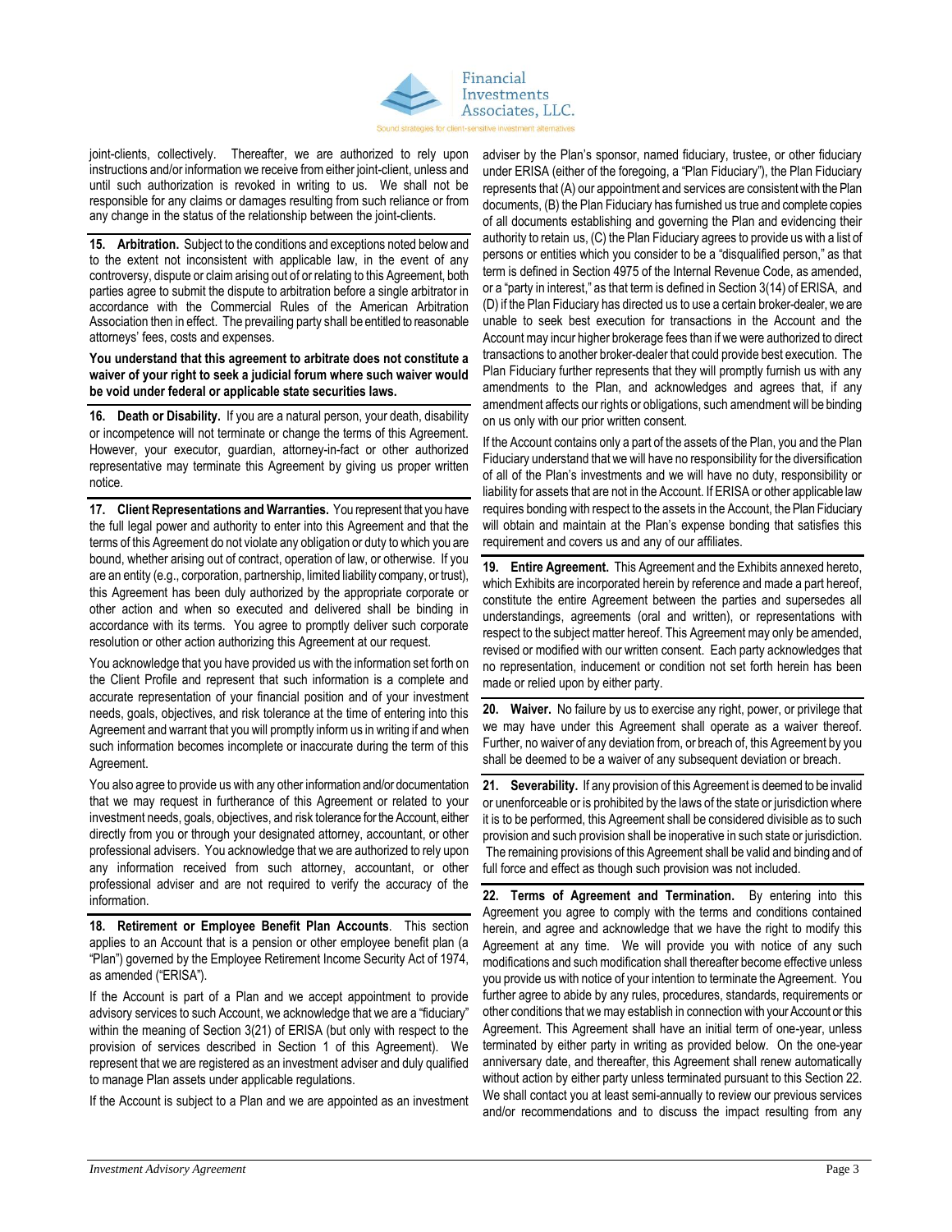joint-clients, collectively. Thereafter, we are authorized to rely upon instructions and/or information we receive from either joint-client, unless and until such authorization is revoked in writing to us. We shall not be responsible for any claims or damages resulting from such reliance or from any change in the status of the relationship between the joint-clients.

**15. Arbitration.** Subject to the conditions and exceptions noted below and to the extent not inconsistent with applicable law, in the event of any controversy, dispute or claim arising out of or relating to this Agreement, both parties agree to submit the dispute to arbitration before a single arbitrator in accordance with the Commercial Rules of the American Arbitration Association then in effect. The prevailing party shall be entitled to reasonable attorneys' fees, costs and expenses.

**You understand that this agreement to arbitrate does not constitute a waiver of your right to seek a judicial forum where such waiver would be void under federal or applicable state securities laws.**

**16. Death or Disability.** If you are a natural person, your death, disability or incompetence will not terminate or change the terms of this Agreement. However, your executor, guardian, attorney-in-fact or other authorized representative may terminate this Agreement by giving us proper written notice.

**17. Client Representations and Warranties.** You represent that you have the full legal power and authority to enter into this Agreement and that the terms of this Agreement do not violate any obligation or duty to which you are bound, whether arising out of contract, operation of law, or otherwise. If you are an entity (e.g., corporation, partnership, limited liability company, or trust), this Agreement has been duly authorized by the appropriate corporate or other action and when so executed and delivered shall be binding in accordance with its terms. You agree to promptly deliver such corporate resolution or other action authorizing this Agreement at our request.

You acknowledge that you have provided us with the information set forth on the Client Profile and represent that such information is a complete and accurate representation of your financial position and of your investment needs, goals, objectives, and risk tolerance at the time of entering into this Agreement and warrant that you will promptly inform us in writing if and when such information becomes incomplete or inaccurate during the term of this Agreement.

You also agree to provide us with any other information and/or documentation that we may request in furtherance of this Agreement or related to your investment needs, goals, objectives, and risk tolerance for the Account, either directly from you or through your designated attorney, accountant, or other professional advisers. You acknowledge that we are authorized to rely upon any information received from such attorney, accountant, or other professional adviser and are not required to verify the accuracy of the information.

**18. Retirement or Employee Benefit Plan Accounts**. This section applies to an Account that is a pension or other employee benefit plan (a "Plan") governed by the Employee Retirement Income Security Act of 1974, as amended ("ERISA").

If the Account is part of a Plan and we accept appointment to provide advisory services to such Account, we acknowledge that we are a "fiduciary" within the meaning of Section 3(21) of ERISA (but only with respect to the provision of services described in Section 1 of this Agreement). We represent that we are registered as an investment adviser and duly qualified to manage Plan assets under applicable regulations.

If the Account is subject to a Plan and we are appointed as an investment adviser by the Plan's sponsor, named fiduciary, trustee, or other fiduciary under ERISA (either of the foregoing, a "Plan Fiduciary"), the Plan Fiduciary represents that (A) our appointment and services are consistent with the Plan documents, (B) the Plan Fiduciary has furnished us true and complete copies of all documents establishing and governing the Plan and evidencing their authority to retain us, (C) the Plan Fiduciary agrees to provide us with a list of persons or entities which you consider to be a "disqualified person," as that term is defined in Section 4975 of the Internal Revenue Code, as amended, or a "party in interest," as that term is defined in Section 3(14) of ERISA, and (D) if the Plan Fiduciary has directed us to use a certain broker-dealer, we are unable to seek best execution for transactions in the Account and the Account may incur higher brokerage fees than if we were authorized to direct transactions to another broker-dealer that could provide best execution. The Plan Fiduciary further represents that they will promptly furnish us with any amendments to the Plan, and acknowledges and agrees that, if any amendment affects our rights or obligations, such amendment will be binding on us only with our prior written consent.

If the Account contains only a part of the assets of the Plan, you and the Plan Fiduciary understand that we will have no responsibility for the diversification of all of the Plan's investments and we will have no duty, responsibility or liability for assets that are not in the Account. If ERISA or other applicable law requires bonding with respect to the assets in the Account, the Plan Fiduciary will obtain and maintain at the Plan's expense bonding that satisfies this requirement and covers us and any of our affiliates.

**19. Entire Agreement.** This Agreement and the Exhibits annexed hereto, which Exhibits are incorporated herein by reference and made a part hereof, constitute the entire Agreement between the parties and supersedes all understandings, agreements (oral and written), or representations with respect to the subject matter hereof. This Agreement may only be amended, revised or modified with our written consent. Each party acknowledges that no representation, inducement or condition not set forth herein has been made or relied upon by either party.

**20. Waiver.** No failure by us to exercise any right, power, or privilege that we may have under this Agreement shall operate as a waiver thereof. Further, no waiver of any deviation from, or breach of, this Agreement by you shall be deemed to be a waiver of any subsequent deviation or breach.

**21. Severability.** If any provision of this Agreement is deemed to be invalid or unenforceable or is prohibited by the laws of the state or jurisdiction where it is to be performed, this Agreement shall be considered divisible as to such provision and such provision shall be inoperative in such state or jurisdiction. The remaining provisions of this Agreement shall be valid and binding and of full force and effect as though such provision was not included.

**22. Terms of Agreement and Termination.** By entering into this Agreement you agree to comply with the terms and conditions contained herein, and agree and acknowledge that we have the right to modify this Agreement at any time. We will provide you with notice of any such modifications and such modification shall thereafter become effective unless you provide us with notice of your intention to terminate the Agreement. You further agree to abide by any rules, procedures, standards, requirements or other conditions that we may establish in connection with your Account or this Agreement. This Agreement shall have an initial term of one-year, unless terminated by either party in writing as provided below. On the one-year anniversary date, and thereafter, this Agreement shall renew automatically without action by either party unless terminated pursuant to this Section 22. We shall contact you at least semi-annually to review our previous services and/or recommendations and to discuss the impact resulting from any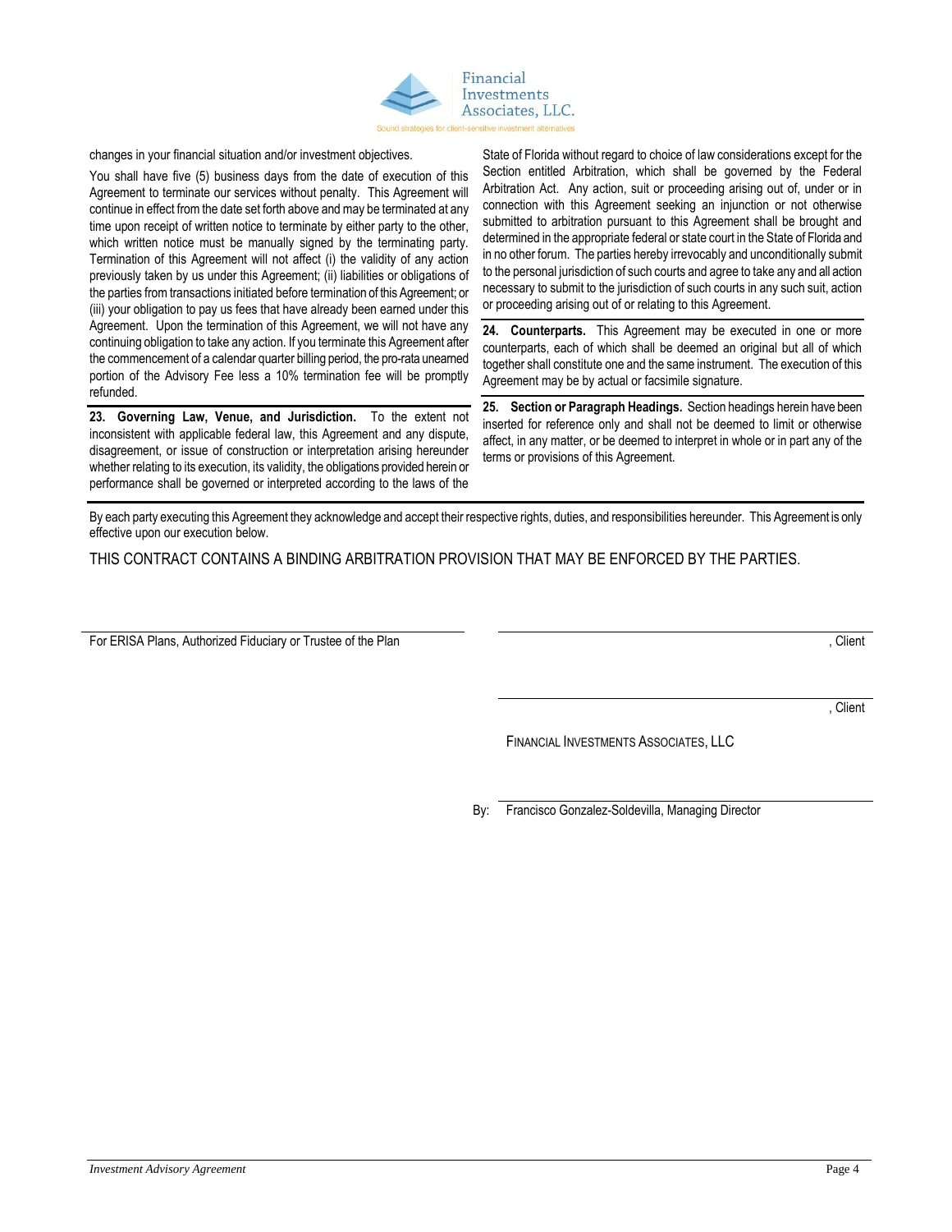changes in your financial situation and/or investment objectives.

You shall have five (5) business days from the date of execution of this Agreement to terminate our services without penalty. This Agreement will continue in effect from the date set forth above and may be terminated at any time upon receipt of written notice to terminate by either party to the other, which written notice must be manually signed by the terminating party. Termination of this Agreement will not affect (i) the validity of any action previously taken by us under this Agreement; (ii) liabilities or obligations of the parties from transactions initiated before termination of this Agreement; or (iii) your obligation to pay us fees that have already been earned under this Agreement. Upon the termination of this Agreement, we will not have any continuing obligation to take any action. If you terminate this Agreement after the commencement of a calendar quarter billing period, the pro-rata unearned portion of the Advisory Fee less a 10% termination fee will be promptly refunded.

**23. Governing Law, Venue, and Jurisdiction.** To the extent not inconsistent with applicable federal law, this Agreement and any dispute, disagreement, or issue of construction or interpretation arising hereunder whether relating to its execution, its validity, the obligations provided herein or performance shall be governed or interpreted according to the laws of the State of Florida without regard to choice of law considerations except for the Section entitled Arbitration, which shall be governed by the Federal Arbitration Act. Any action, suit or proceeding arising out of, under or in connection with this Agreement seeking an injunction or not otherwise submitted to arbitration pursuant to this Agreement shall be brought and determined in the appropriate federal or state court in the State of Florida and in no other forum. The parties hereby irrevocably and unconditionally submit to the personal jurisdiction of such courts and agree to take any and all action necessary to submit to the jurisdiction of such courts in any such suit, action or proceeding arising out of or relating to this Agreement.

**24. Counterparts.** This Agreement may be executed in one or more counterparts, each of which shall be deemed an original but all of which together shall constitute one and the same instrument. The execution of this Agreement may be by actual or facsimile signature.

**25. Section or Paragraph Headings.** Section headings herein have been inserted for reference only and shall not be deemed to limit or otherwise affect, in any matter, or be deemed to interpret in whole or in part any of the terms or provisions of this Agreement.

By each party executing this Agreement they acknowledge and accept their respective rights, duties, and responsibilities hereunder. This Agreement is only effective upon our execution below.

THIS CONTRACT CONTAINS A BINDING ARBITRATION PROVISION THAT MAY BE ENFORCED BY THE PARTIES.

\_\_\_\_\_\_\_\_\_\_\_\_\_\_\_\_\_\_\_\_\_\_\_\_\_\_\_\_\_\_\_\_\_\_\_\_\_\_\_\_\_\_\_\_
For ERISA Plans, Authorized Fiduciary or Trustee of the Plan

\_\_\_\_\_\_\_\_\_\_\_\_\_\_\_\_\_\_\_\_\_\_\_\_\_\_\_\_\_\_\_\_\_\_\_\_\_\_\_\_\_\_\_\_, Client

\_\_\_\_\_\_\_\_\_\_\_\_\_\_\_\_\_\_\_\_\_\_\_\_\_\_\_\_\_\_\_\_\_\_\_\_\_\_\_\_\_\_\_\_, Client

FINANCIAL INVESTMENTS ASSOCIATES, LLC

By: \_\_\_\_\_\_\_\_\_\_\_\_\_\_\_\_\_\_\_\_\_\_\_\_\_\_\_\_\_\_\_\_\_\_\_\_\_\_\_\_\_\_\_\_
Francisco Gonzalez-Soldevilla, Managing Director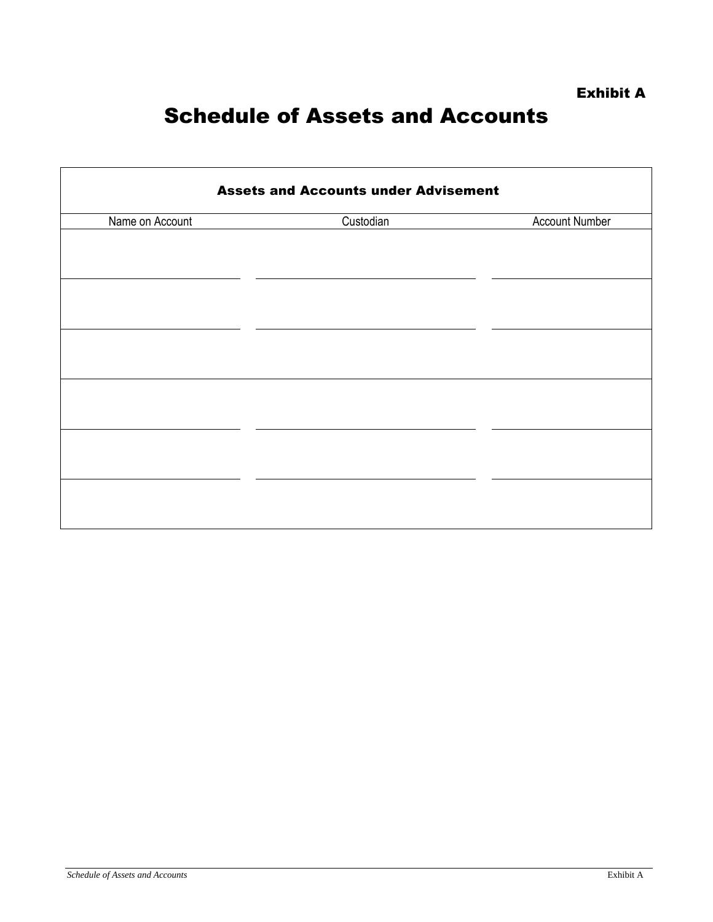Exhibit A

# Schedule of Assets and Accounts

| Assets and Accounts under Advisement | | |
|---|---|---|
| Name on Account | Custodian | Account Number |
| | | |
| | | |
| | | |
| | | |
| | | |
| | | |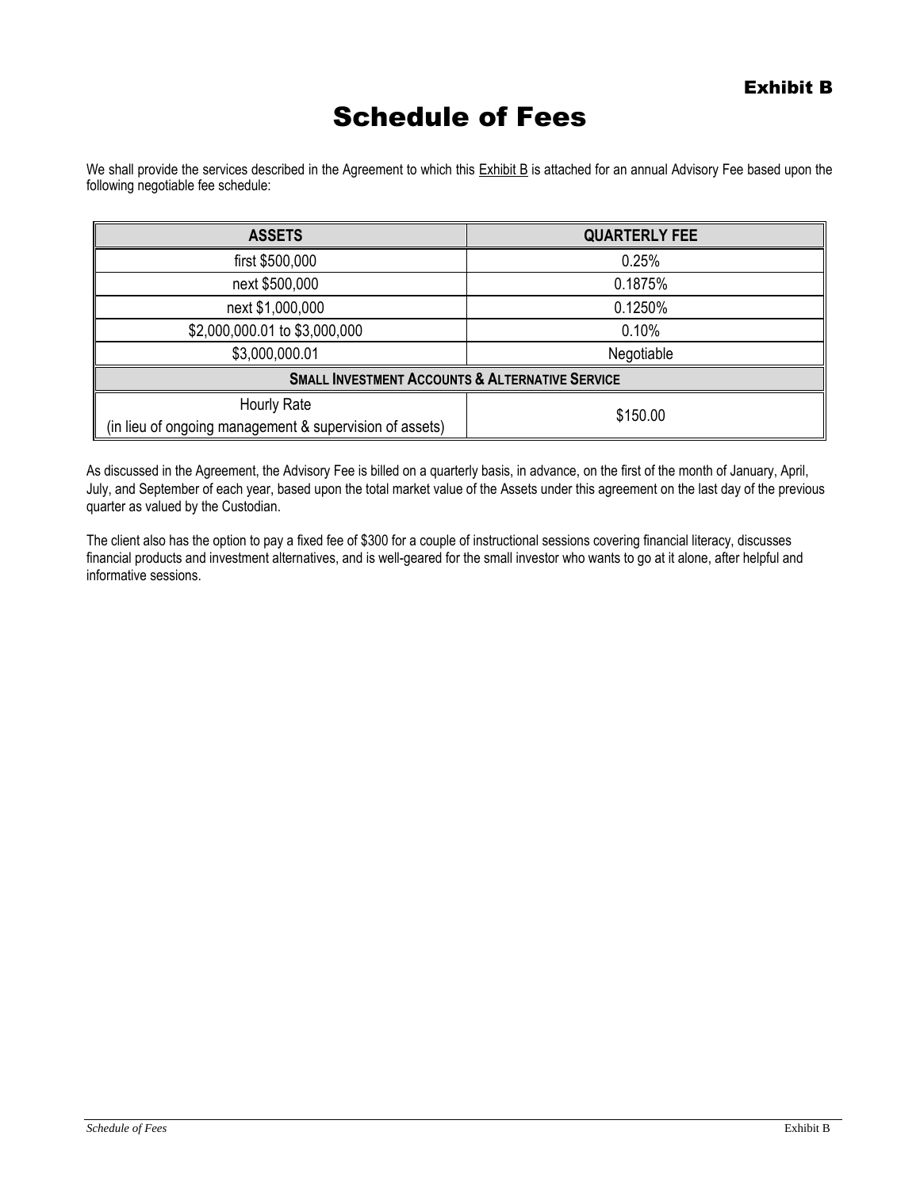**Exhibit B**

# Schedule of Fees

We shall provide the services described in the Agreement to which this Exhibit B is attached for an annual Advisory Fee based upon the following negotiable fee schedule:

| ASSETS | QUARTERLY FEE |
|---|---|
| first $500,000 | 0.25% |
| next $500,000 | 0.1875% |
| next $1,000,000 | 0.1250% |
| $2,000,000.01 to $3,000,000 | 0.10% |
| $3,000,000.01 | Negotiable |
| **SMALL INVESTMENT ACCOUNTS & ALTERNATIVE SERVICE** | |
| Hourly Rate (in lieu of ongoing management & supervision of assets) | $150.00 |

As discussed in the Agreement, the Advisory Fee is billed on a quarterly basis, in advance, on the first of the month of January, April, July, and September of each year, based upon the total market value of the Assets under this agreement on the last day of the previous quarter as valued by the Custodian.

The client also has the option to pay a fixed fee of $300 for a couple of instructional sessions covering financial literacy, discusses financial products and investment alternatives, and is well-geared for the small investor who wants to go at it alone, after helpful and informative sessions.